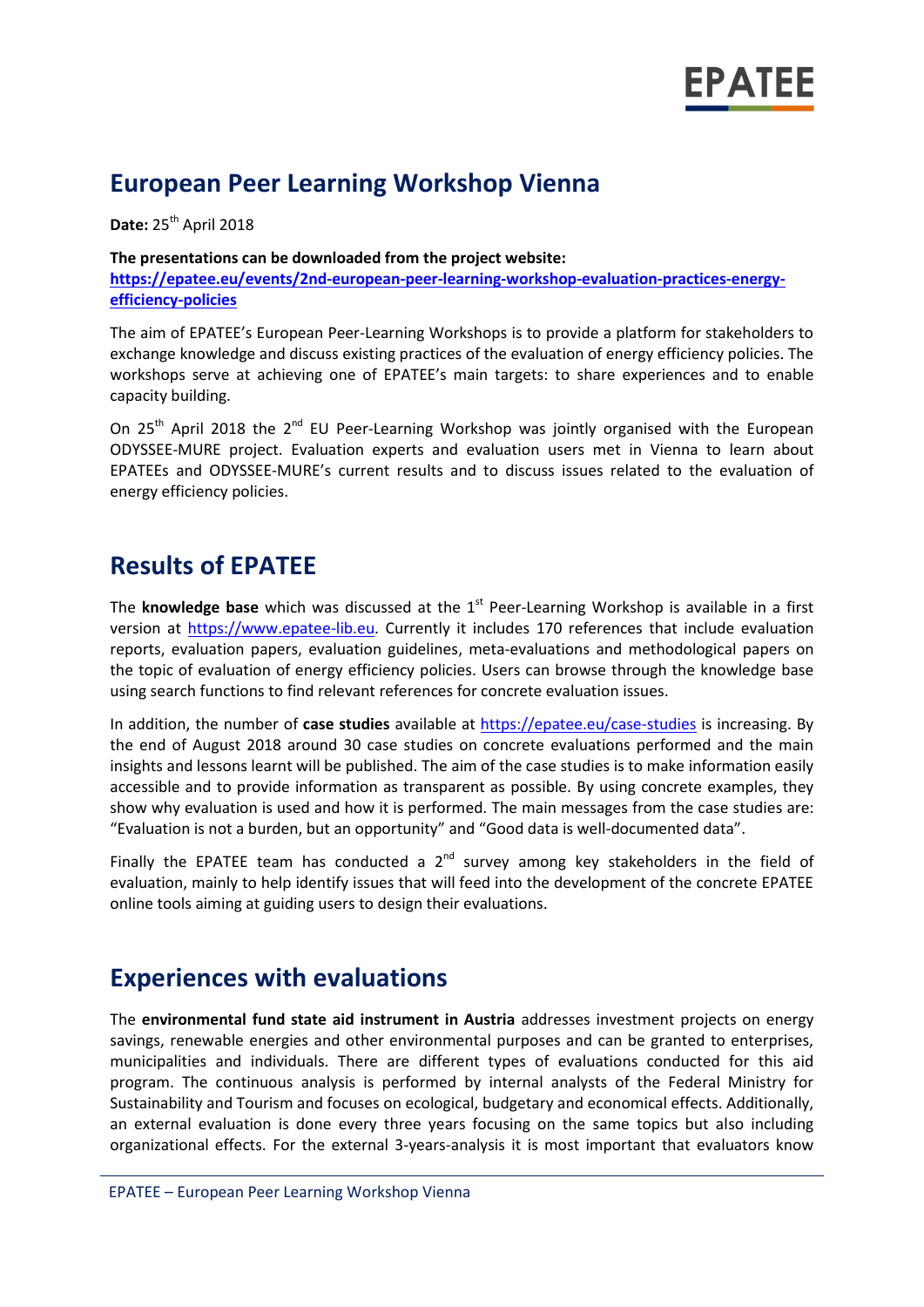# European Peer Learning Workshop Vienna

**Date:** 25th April 2018

**The presentations can be downloaded from the project website:**
**[https://epatee.eu/events/2nd-european-peer-learning-workshop-evaluation-practices-energy-efficiency-policies](https://epatee.eu/events/2nd-european-peer-learning-workshop-evaluation-practices-energy-efficiency-policies)**

The aim of EPATEE's European Peer-Learning Workshops is to provide a platform for stakeholders to exchange knowledge and discuss existing practices of the evaluation of energy efficiency policies. The workshops serve at achieving one of EPATEE's main targets: to share experiences and to enable capacity building.

On 25th April 2018 the 2nd EU Peer-Learning Workshop was jointly organised with the European ODYSSEE-MURE project. Evaluation experts and evaluation users met in Vienna to learn about EPATEEs and ODYSSEE-MURE's current results and to discuss issues related to the evaluation of energy efficiency policies.

## Results of EPATEE

The **knowledge base** which was discussed at the 1st Peer-Learning Workshop is available in a first version at [https://www.epatee-lib.eu](https://www.epatee-lib.eu). Currently it includes 170 references that include evaluation reports, evaluation papers, evaluation guidelines, meta-evaluations and methodological papers on the topic of evaluation of energy efficiency policies. Users can browse through the knowledge base using search functions to find relevant references for concrete evaluation issues.

In addition, the number of **case studies** available at [https://epatee.eu/case-studies](https://epatee.eu/case-studies) is increasing. By the end of August 2018 around 30 case studies on concrete evaluations performed and the main insights and lessons learnt will be published. The aim of the case studies is to make information easily accessible and to provide information as transparent as possible. By using concrete examples, they show why evaluation is used and how it is performed. The main messages from the case studies are: "Evaluation is not a burden, but an opportunity" and "Good data is well-documented data".

Finally the EPATEE team has conducted a 2nd survey among key stakeholders in the field of evaluation, mainly to help identify issues that will feed into the development of the concrete EPATEE online tools aiming at guiding users to design their evaluations.

## Experiences with evaluations

The **environmental fund state aid instrument in Austria** addresses investment projects on energy savings, renewable energies and other environmental purposes and can be granted to enterprises, municipalities and individuals. There are different types of evaluations conducted for this aid program. The continuous analysis is performed by internal analysts of the Federal Ministry for Sustainability and Tourism and focuses on ecological, budgetary and economical effects. Additionally, an external evaluation is done every three years focusing on the same topics but also including organizational effects. For the external 3-years-analysis it is most important that evaluators know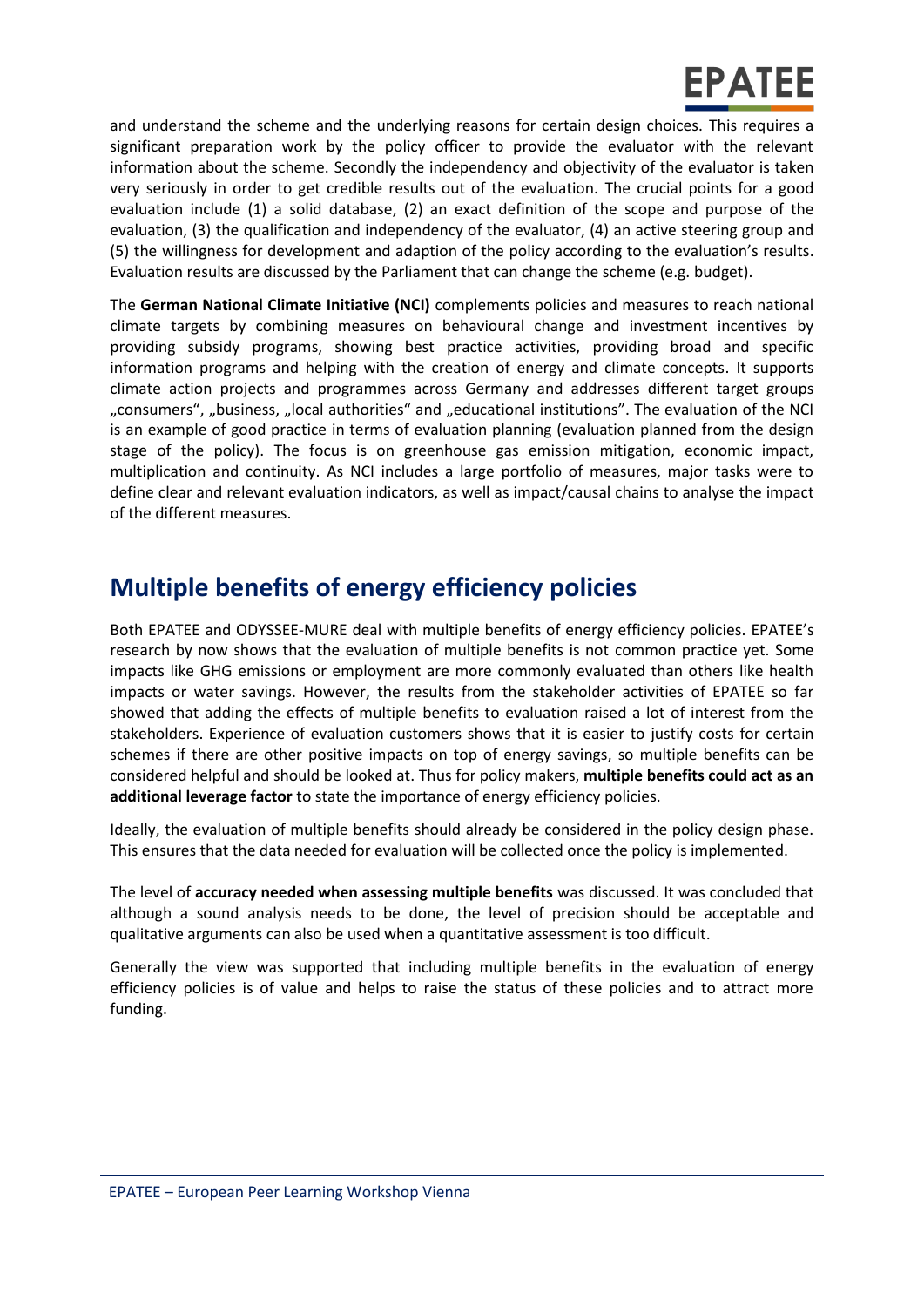and understand the scheme and the underlying reasons for certain design choices. This requires a significant preparation work by the policy officer to provide the evaluator with the relevant information about the scheme. Secondly the independency and objectivity of the evaluator is taken very seriously in order to get credible results out of the evaluation. The crucial points for a good evaluation include (1) a solid database, (2) an exact definition of the scope and purpose of the evaluation, (3) the qualification and independency of the evaluator, (4) an active steering group and (5) the willingness for development and adaption of the policy according to the evaluator's results. Evaluation results are discussed by the Parliament that can change the scheme (e.g. budget).

The **German National Climate Initiative (NCI)** complements policies and measures to reach national climate targets by combining measures on behavioural change and investment incentives by providing subsidy programs, showing best practice activities, providing broad and specific information programs and helping with the creation of energy and climate concepts. It supports climate action projects and programmes across Germany and addresses different target groups „consumers", „business, „local authorities" and „educational institutions". The evaluation of the NCI is an example of good practice in terms of evaluation planning (evaluation planned from the design stage of the policy). The focus is on greenhouse gas emission mitigation, economic impact, multiplication and continuity. As NCI includes a large portfolio of measures, major tasks were to define clear and relevant evaluation indicators, as well as impact/causal chains to analyse the impact of the different measures.

## Multiple benefits of energy efficiency policies

Both EPATEE and ODYSSEE-MURE deal with multiple benefits of energy efficiency policies. EPATEE's research by now shows that the evaluation of multiple benefits is not common practice yet. Some impacts like GHG emissions or employment are more commonly evaluated than others like health impacts or water savings. However, the results from the stakeholder activities of EPATEE so far showed that adding the effects of multiple benefits to evaluation raised a lot of interest from the stakeholders. Experience of evaluation customers shows that it is easier to justify costs for certain schemes if there are other positive impacts on top of energy savings, so multiple benefits can be considered helpful and should be looked at. Thus for policy makers, **multiple benefits could act as an additional leverage factor** to state the importance of energy efficiency policies.

Ideally, the evaluation of multiple benefits should already be considered in the policy design phase. This ensures that the data needed for evaluation will be collected once the policy is implemented.

The level of **accuracy needed when assessing multiple benefits** was discussed. It was concluded that although a sound analysis needs to be done, the level of precision should be acceptable and qualitative arguments can also be used when a quantitative assessment is too difficult.

Generally the view was supported that including multiple benefits in the evaluation of energy efficiency policies is of value and helps to raise the status of these policies and to attract more funding.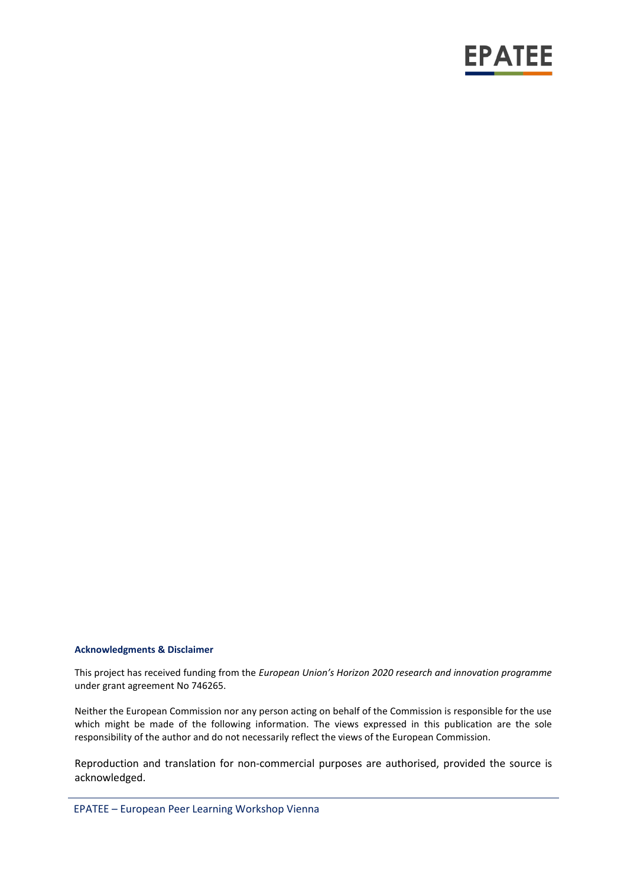**Acknowledgments & Disclaimer**

This project has received funding from the *European Union's Horizon 2020 research and innovation programme* under grant agreement No 746265.

Neither the European Commission nor any person acting on behalf of the Commission is responsible for the use which might be made of the following information. The views expressed in this publication are the sole responsibility of the author and do not necessarily reflect the views of the European Commission.

Reproduction and translation for non-commercial purposes are authorised, provided the source is acknowledged.